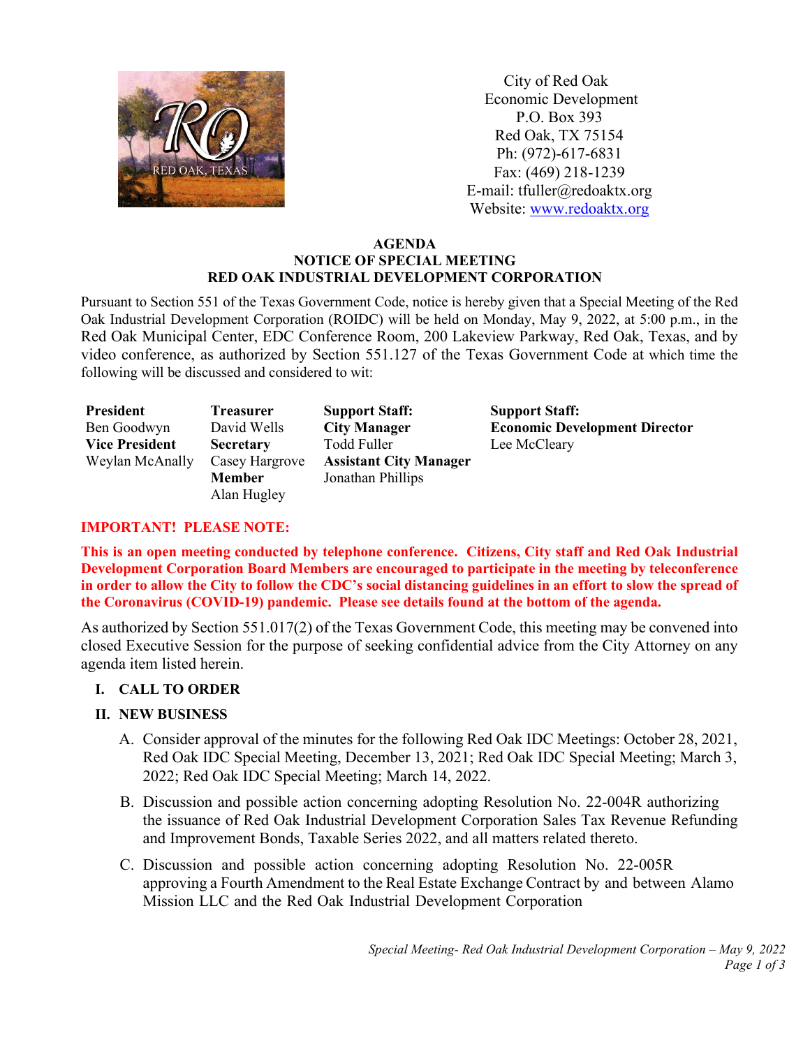City of Red Oak
Economic Development
P.O. Box 393
Red Oak, TX 75154
Ph: (972)-617-6831
Fax: (469) 218-1239
E-mail: tfuller@redoaktx.org
Website: www.redoaktx.org

**AGENDA**
**NOTICE OF SPECIAL MEETING**
**RED OAK INDUSTRIAL DEVELOPMENT CORPORATION**

Pursuant to Section 551 of the Texas Government Code, notice is hereby given that a Special Meeting of the Red Oak Industrial Development Corporation (ROIDC) will be held on Monday, May 9, 2022, at 5:00 p.m., in the Red Oak Municipal Center, EDC Conference Room, 200 Lakeview Parkway, Red Oak, Texas, and by video conference, as authorized by Section 551.127 of the Texas Government Code at which time the following will be discussed and considered to wit:

| | | | |
|---|---|---|---|
| **President** | **Treasurer** | **Support Staff:** | **Support Staff:** |
| Ben Goodwyn | David Wells | **City Manager** | **Economic Development Director** |
| **Vice President** | **Secretary** | Todd Fuller | Lee McCleary |
| Weylan McAnally | Casey Hargrove | **Assistant City Manager** | |
| | **Member** | Jonathan Phillips | |
| | Alan Hugley | | |

**IMPORTANT! PLEASE NOTE:**

**This is an open meeting conducted by telephone conference. Citizens, City staff and Red Oak Industrial Development Corporation Board Members are encouraged to participate in the meeting by teleconference in order to allow the City to follow the CDC's social distancing guidelines in an effort to slow the spread of the Coronavirus (COVID-19) pandemic. Please see details found at the bottom of the agenda.**

As authorized by Section 551.017(2) of the Texas Government Code, this meeting may be convened into closed Executive Session for the purpose of seeking confidential advice from the City Attorney on any agenda item listed herein.

**I. CALL TO ORDER**

**II. NEW BUSINESS**

A. Consider approval of the minutes for the following Red Oak IDC Meetings: October 28, 2021, Red Oak IDC Special Meeting, December 13, 2021; Red Oak IDC Special Meeting; March 3, 2022; Red Oak IDC Special Meeting; March 14, 2022.

B. Discussion and possible action concerning adopting Resolution No. 22-004R authorizing the issuance of Red Oak Industrial Development Corporation Sales Tax Revenue Refunding and Improvement Bonds, Taxable Series 2022, and all matters related thereto.

C. Discussion and possible action concerning adopting Resolution No. 22-005R approving a Fourth Amendment to the Real Estate Exchange Contract by and between Alamo Mission LLC and the Red Oak Industrial Development Corporation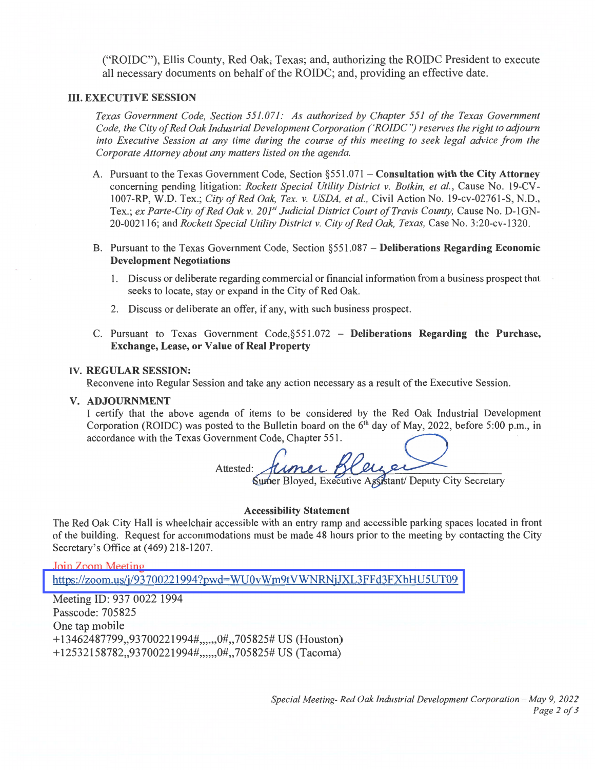("ROIDC"), Ellis County, Red Oak, Texas; and, authorizing the ROIDC President to execute all necessary documents on behalf of the ROIDC; and, providing an effective date.

## III. EXECUTIVE SESSION

*Texas Government Code, Section 551.071: As authorized by Chapter 551 of the Texas Government Code, the City of Red Oak Industrial Development Corporation ('ROIDC") reserves the right to adjourn into Executive Session at any time during the course of this meeting to seek legal advice from the Corporate Attorney about any matters listed on the agenda.*

A. Pursuant to the Texas Government Code, Section §551.071 – **Consultation with the City Attorney** concerning pending litigation: *Rockett Special Utility District v. Botkin, et al.*, Cause No. 19-CV-1007-RP, W.D. Tex.; *City of Red Oak, Tex. v. USDA, et al.*, Civil Action No. 19-cv-02761-S, N.D., Tex.; *ex Parte-City of Red Oak v. 201st Judicial District Court of Travis County,* Cause No. D-1GN-20-002116; and *Rockett Special Utility District v. City of Red Oak, Texas,* Case No. 3:20-cv-1320.

B. Pursuant to the Texas Government Code, Section §551.087 – **Deliberations Regarding Economic Development Negotiations**

   1. Discuss or deliberate regarding commercial or financial information from a business prospect that seeks to locate, stay or expand in the City of Red Oak.
   2. Discuss or deliberate an offer, if any, with such business prospect.

C. Pursuant to Texas Government Code,§551.072 – **Deliberations Regarding the Purchase, Exchange, Lease, or Value of Real Property**

## IV. REGULAR SESSION:

Reconvene into Regular Session and take any action necessary as a result of the Executive Session.

## V. ADJOURNMENT

I certify that the above agenda of items to be considered by the Red Oak Industrial Development Corporation (ROIDC) was posted to the Bulletin board on the 6th day of May, 2022, before 5:00 p.m., in accordance with the Texas Government Code, Chapter 551.

Attested: Sumer Bloyed

Sumer Bloyed, Executive Assistant/ Deputy City Secretary

**Accessibility Statement**

The Red Oak City Hall is wheelchair accessible with an entry ramp and accessible parking spaces located in front of the building. Request for accommodations must be made 48 hours prior to the meeting by contacting the City Secretary's Office at (469) 218-1207.

Join Zoom Meeting
https://zoom.us/j/93700221994?pwd=WU0vWm9tVWNRNjJXL3FFd3FXbHU5UT09

Meeting ID: 937 0022 1994
Passcode: 705825
One tap mobile
+13462487799,,93700221994#,,,,,,0#,,705825# US (Houston)
+12532158782,,93700221994#,,,,,,0#,,705825# US (Tacoma)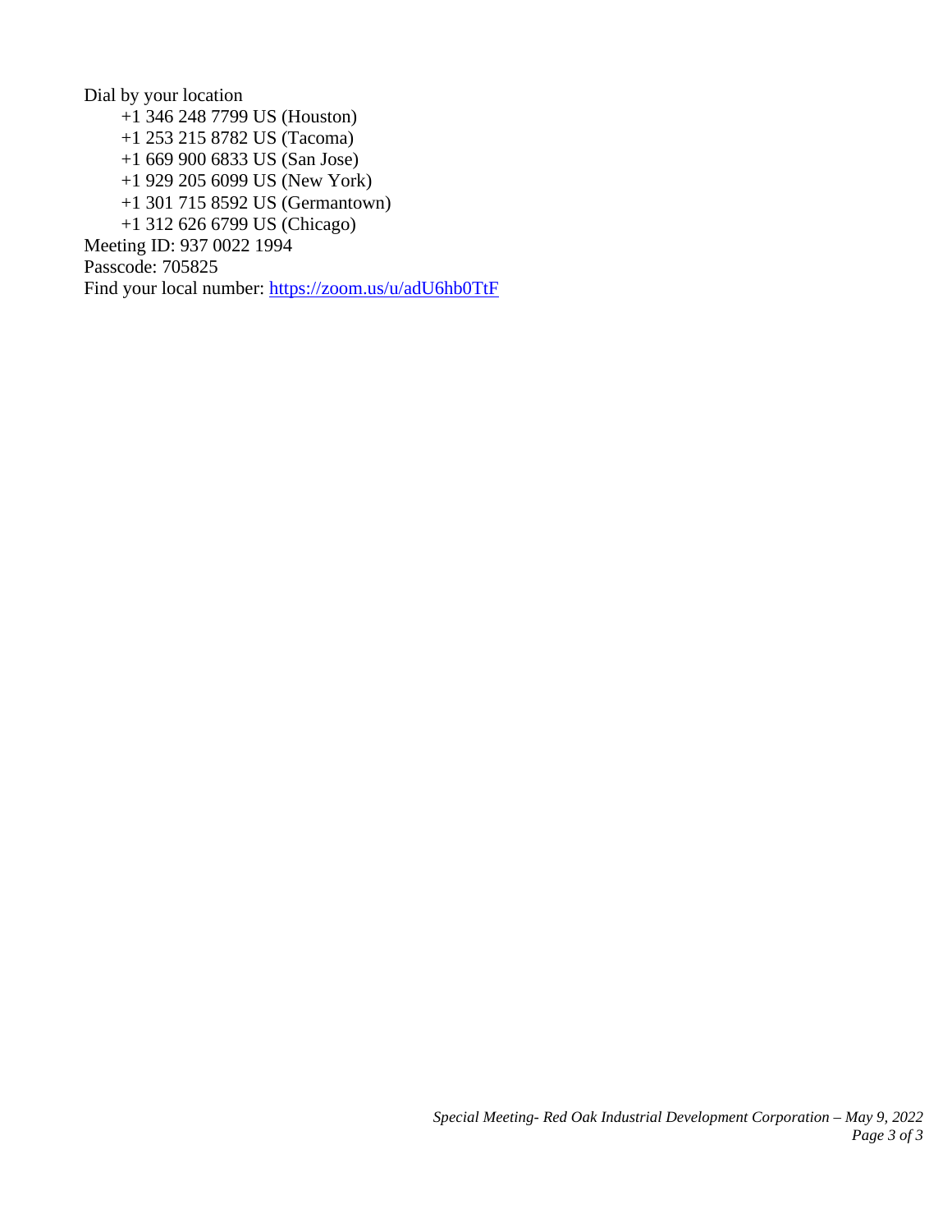Dial by your location

+1 346 248 7799 US (Houston)
+1 253 215 8782 US (Tacoma)
+1 669 900 6833 US (San Jose)
+1 929 205 6099 US (New York)
+1 301 715 8592 US (Germantown)
+1 312 626 6799 US (Chicago)

Meeting ID: 937 0022 1994
Passcode: 705825
Find your local number: [https://zoom.us/u/adU6hb0TtF](https://zoom.us/u/adU6hb0TtF)